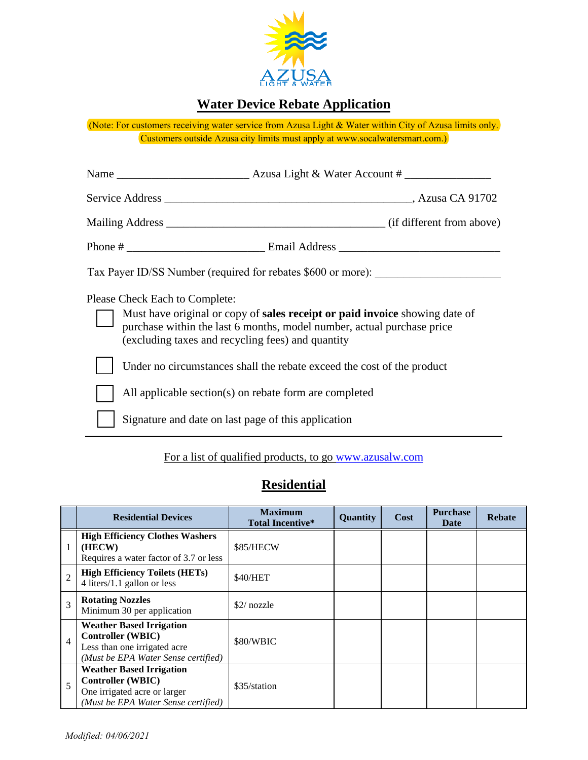# Water Device Rebate Application

(Note: For customers receiving water service from Azusa Light & Water within City of Azusa limits only. Customers outside Azusa city limits must apply at www.socalwatersmart.com.)

Name ______________________ Azusa Light & Water Account # _______________

Service Address ____________________________________________, Azusa CA 91702

Mailing Address ____________________________________ (if different from above)

Phone # _______________________ Email Address ___________________________

Tax Payer ID/SS Number (required for rebates $600 or more): _____________________

Please Check Each to Complete:

- ☐ Must have original or copy of **sales receipt or paid invoice** showing date of purchase within the last 6 months, model number, actual purchase price (excluding taxes and recycling fees) and quantity
- ☐ Under no circumstances shall the rebate exceed the cost of the product
- ☐ All applicable section(s) on rebate form are completed
- ☐ Signature and date on last page of this application

For a list of qualified products, to go www.azusalw.com

## Residential

| | Residential Devices | Maximum Total Incentive* | Quantity | Cost | Purchase Date | Rebate |
|---|---|---|---|---|---|---|
| 1 | **High Efficiency Clothes Washers (HECW)** Requires a water factor of 3.7 or less | $85/HECW | | | | |
| 2 | **High Efficiency Toilets (HETs)** 4 liters/1.1 gallon or less | $40/HET | | | | |
| 3 | **Rotating Nozzles** Minimum 30 per application | $2/ nozzle | | | | |
| 4 | **Weather Based Irrigation Controller (WBIC)** Less than one irrigated acre *(Must be EPA Water Sense certified)* | $80/WBIC | | | | |
| 5 | **Weather Based Irrigation Controller (WBIC)** One irrigated acre or larger *(Must be EPA Water Sense certified)* | $35/station | | | | |

*Modified: 04/06/2021*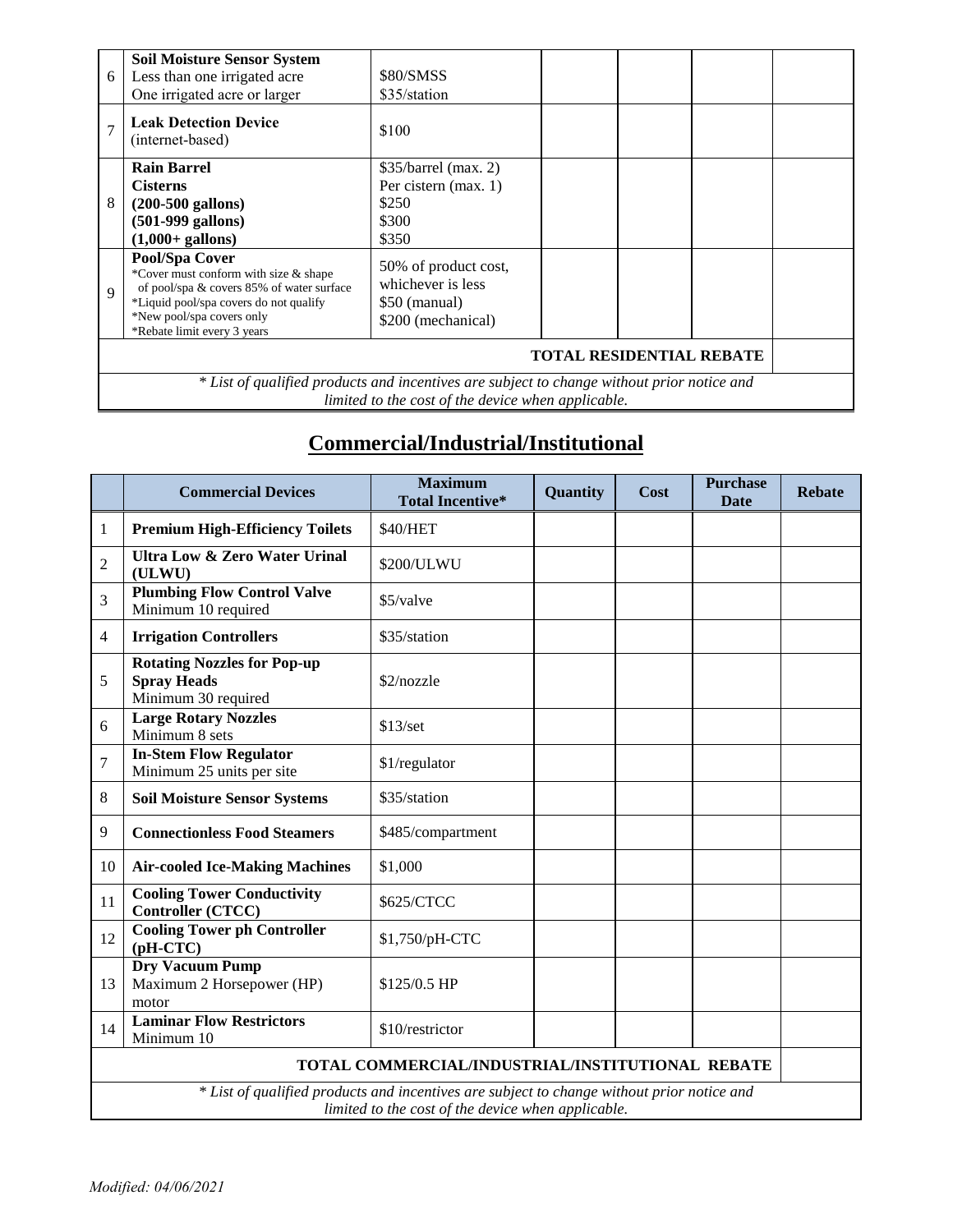| | | | | | | |
|---|---|---|---|---|---|---|
| 6 | **Soil Moisture Sensor System**<br>Less than one irrigated acre<br>One irrigated acre or larger | $80/SMSS<br>$35/station | | | | |
| 7 | **Leak Detection Device**<br>(internet-based) | $100 | | | | |
| 8 | **Rain Barrel**<br>**Cisterns**<br>**(200-500 gallons)**<br>**(501-999 gallons)**<br>**(1,000+ gallons)** | $35/barrel (max. 2)<br>Per cistern (max. 1)<br>$250<br>$300<br>$350 | | | | |
| 9 | **Pool/Spa Cover**<br>*Cover must conform with size & shape of pool/spa & covers 85% of water surface<br>*Liquid pool/spa covers do not qualify<br>*New pool/spa covers only<br>*Rebate limit every 3 years | 50% of product cost, whichever is less<br>$50 (manual)<br>$200 (mechanical) | | | | |
| **TOTAL RESIDENTIAL REBATE** | | | | | | |
| *\* List of qualified products and incentives are subject to change without prior notice and limited to the cost of the device when applicable.* | | | | | | |

## Commercial/Industrial/Institutional

| | Commercial Devices | Maximum Total Incentive* | Quantity | Cost | Purchase Date | Rebate |
|---|---|---|---|---|---|---|
| 1 | **Premium High-Efficiency Toilets** | $40/HET | | | | |
| 2 | **Ultra Low & Zero Water Urinal (ULWU)** | $200/ULWU | | | | |
| 3 | **Plumbing Flow Control Valve**<br>Minimum 10 required | $5/valve | | | | |
| 4 | **Irrigation Controllers** | $35/station | | | | |
| 5 | **Rotating Nozzles for Pop-up Spray Heads**<br>Minimum 30 required | $2/nozzle | | | | |
| 6 | **Large Rotary Nozzles**<br>Minimum 8 sets | $13/set | | | | |
| 7 | **In-Stem Flow Regulator**<br>Minimum 25 units per site | $1/regulator | | | | |
| 8 | **Soil Moisture Sensor Systems** | $35/station | | | | |
| 9 | **Connectionless Food Steamers** | $485/compartment | | | | |
| 10 | **Air-cooled Ice-Making Machines** | $1,000 | | | | |
| 11 | **Cooling Tower Conductivity Controller (CTCC)** | $625/CTCC | | | | |
| 12 | **Cooling Tower ph Controller (pH-CTC)** | $1,750/pH-CTC | | | | |
| 13 | **Dry Vacuum Pump**<br>Maximum 2 Horsepower (HP) motor | $125/0.5 HP | | | | |
| 14 | **Laminar Flow Restrictors**<br>Minimum 10 | $10/restrictor | | | | |
| **TOTAL COMMERCIAL/INDUSTRIAL/INSTITUTIONAL REBATE** | | | | | | |
| *\* List of qualified products and incentives are subject to change without prior notice and limited to the cost of the device when applicable.* | | | | | | |

*Modified: 04/06/2021*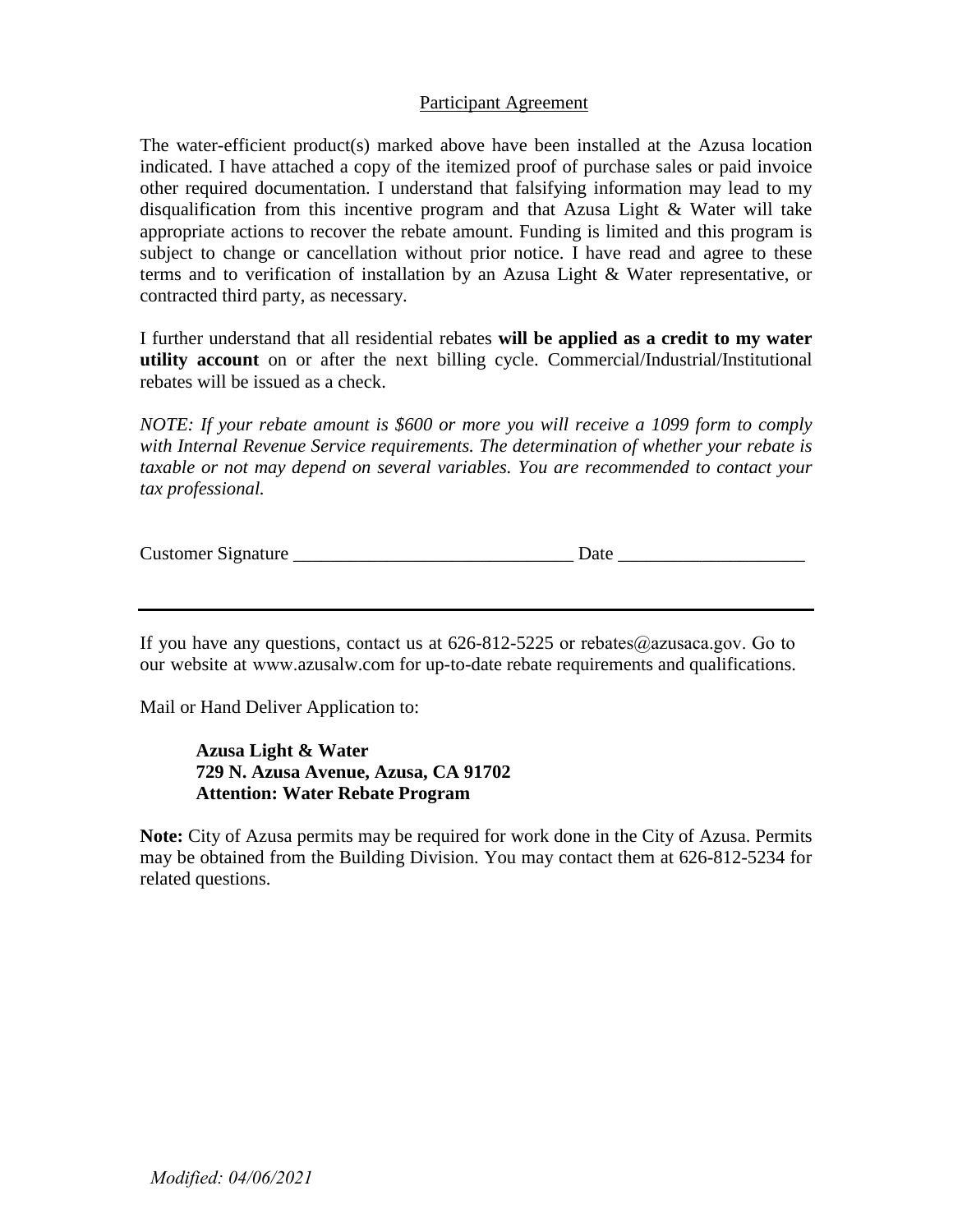## Participant Agreement

The water-efficient product(s) marked above have been installed at the Azusa location indicated. I have attached a copy of the itemized proof of purchase sales or paid invoice other required documentation. I understand that falsifying information may lead to my disqualification from this incentive program and that Azusa Light & Water will take appropriate actions to recover the rebate amount. Funding is limited and this program is subject to change or cancellation without prior notice. I have read and agree to these terms and to verification of installation by an Azusa Light & Water representative, or contracted third party, as necessary.

I further understand that all residential rebates **will be applied as a credit to my water utility account** on or after the next billing cycle. Commercial/Industrial/Institutional rebates will be issued as a check.

*NOTE: If your rebate amount is $600 or more you will receive a 1099 form to comply with Internal Revenue Service requirements. The determination of whether your rebate is taxable or not may depend on several variables. You are recommended to contact your tax professional.*

Customer Signature ______________________________ Date ____________________

---

If you have any questions, contact us at 626-812-5225 or rebates@azusaca.gov. Go to our website at www.azusalw.com for up-to-date rebate requirements and qualifications.

Mail or Hand Deliver Application to:

**Azusa Light & Water**
**729 N. Azusa Avenue, Azusa, CA 91702**
**Attention: Water Rebate Program**

**Note:** City of Azusa permits may be required for work done in the City of Azusa. Permits may be obtained from the Building Division. You may contact them at 626-812-5234 for related questions.

*Modified: 04/06/2021*